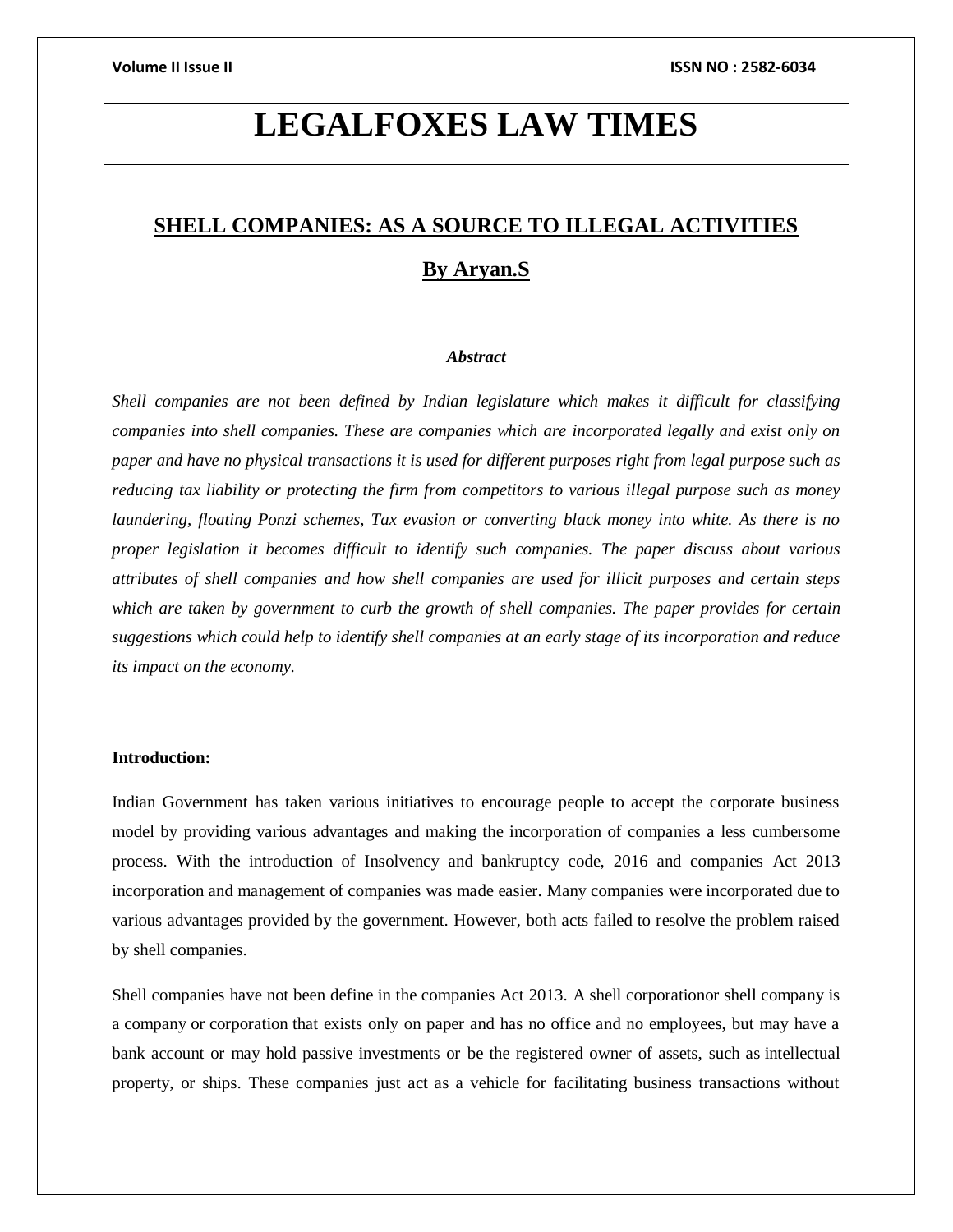# LEGALFOXES LAW TIMES

## SHELL COMPANIES: AS A SOURCE TO ILLEGAL ACTIVITIES

### By Aryan.S

***Abstract***

*Shell companies are not been defined by Indian legislature which makes it difficult for classifying companies into shell companies. These are companies which are incorporated legally and exist only on paper and have no physical transactions it is used for different purposes right from legal purpose such as reducing tax liability or protecting the firm from competitors to various illegal purpose such as money laundering, floating Ponzi schemes, Tax evasion or converting black money into white. As there is no proper legislation it becomes difficult to identify such companies. The paper discuss about various attributes of shell companies and how shell companies are used for illicit purposes and certain steps which are taken by government to curb the growth of shell companies. The paper provides for certain suggestions which could help to identify shell companies at an early stage of its incorporation and reduce its impact on the economy.*

**Introduction:**

Indian Government has taken various initiatives to encourage people to accept the corporate business model by providing various advantages and making the incorporation of companies a less cumbersome process. With the introduction of Insolvency and bankruptcy code, 2016 and companies Act 2013 incorporation and management of companies was made easier. Many companies were incorporated due to various advantages provided by the government. However, both acts failed to resolve the problem raised by shell companies.

Shell companies have not been define in the companies Act 2013. A shell corporationor shell company is a company or corporation that exists only on paper and has no office and no employees, but may have a bank account or may hold passive investments or be the registered owner of assets, such as intellectual property, or ships. These companies just act as a vehicle for facilitating business transactions without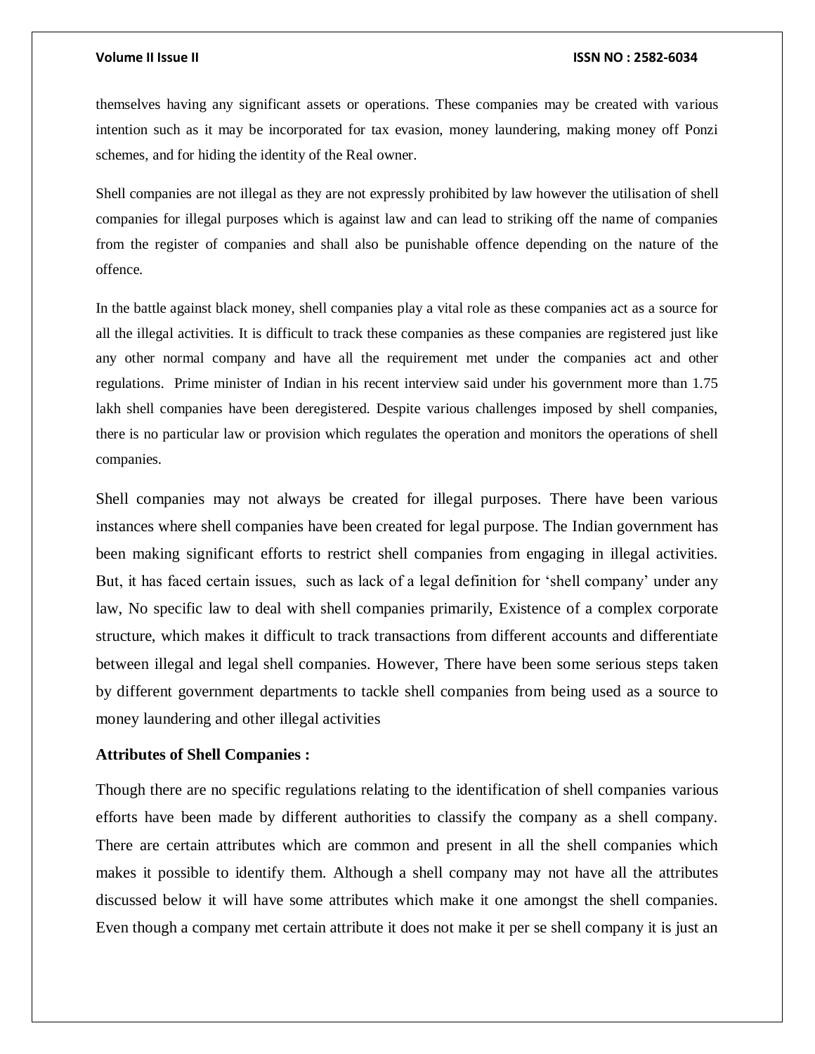themselves having any significant assets or operations. These companies may be created with various intention such as it may be incorporated for tax evasion, money laundering, making money off Ponzi schemes, and for hiding the identity of the Real owner.

Shell companies are not illegal as they are not expressly prohibited by law however the utilisation of shell companies for illegal purposes which is against law and can lead to striking off the name of companies from the register of companies and shall also be punishable offence depending on the nature of the offence.

In the battle against black money, shell companies play a vital role as these companies act as a source for all the illegal activities. It is difficult to track these companies as these companies are registered just like any other normal company and have all the requirement met under the companies act and other regulations. Prime minister of Indian in his recent interview said under his government more than 1.75 lakh shell companies have been deregistered. Despite various challenges imposed by shell companies, there is no particular law or provision which regulates the operation and monitors the operations of shell companies.

Shell companies may not always be created for illegal purposes. There have been various instances where shell companies have been created for legal purpose. The Indian government has been making significant efforts to restrict shell companies from engaging in illegal activities. But, it has faced certain issues, such as lack of a legal definition for 'shell company' under any law, No specific law to deal with shell companies primarily, Existence of a complex corporate structure, which makes it difficult to track transactions from different accounts and differentiate between illegal and legal shell companies. However, There have been some serious steps taken by different government departments to tackle shell companies from being used as a source to money laundering and other illegal activities

**Attributes of Shell Companies :**

Though there are no specific regulations relating to the identification of shell companies various efforts have been made by different authorities to classify the company as a shell company. There are certain attributes which are common and present in all the shell companies which makes it possible to identify them. Although a shell company may not have all the attributes discussed below it will have some attributes which make it one amongst the shell companies. Even though a company met certain attribute it does not make it per se shell company it is just an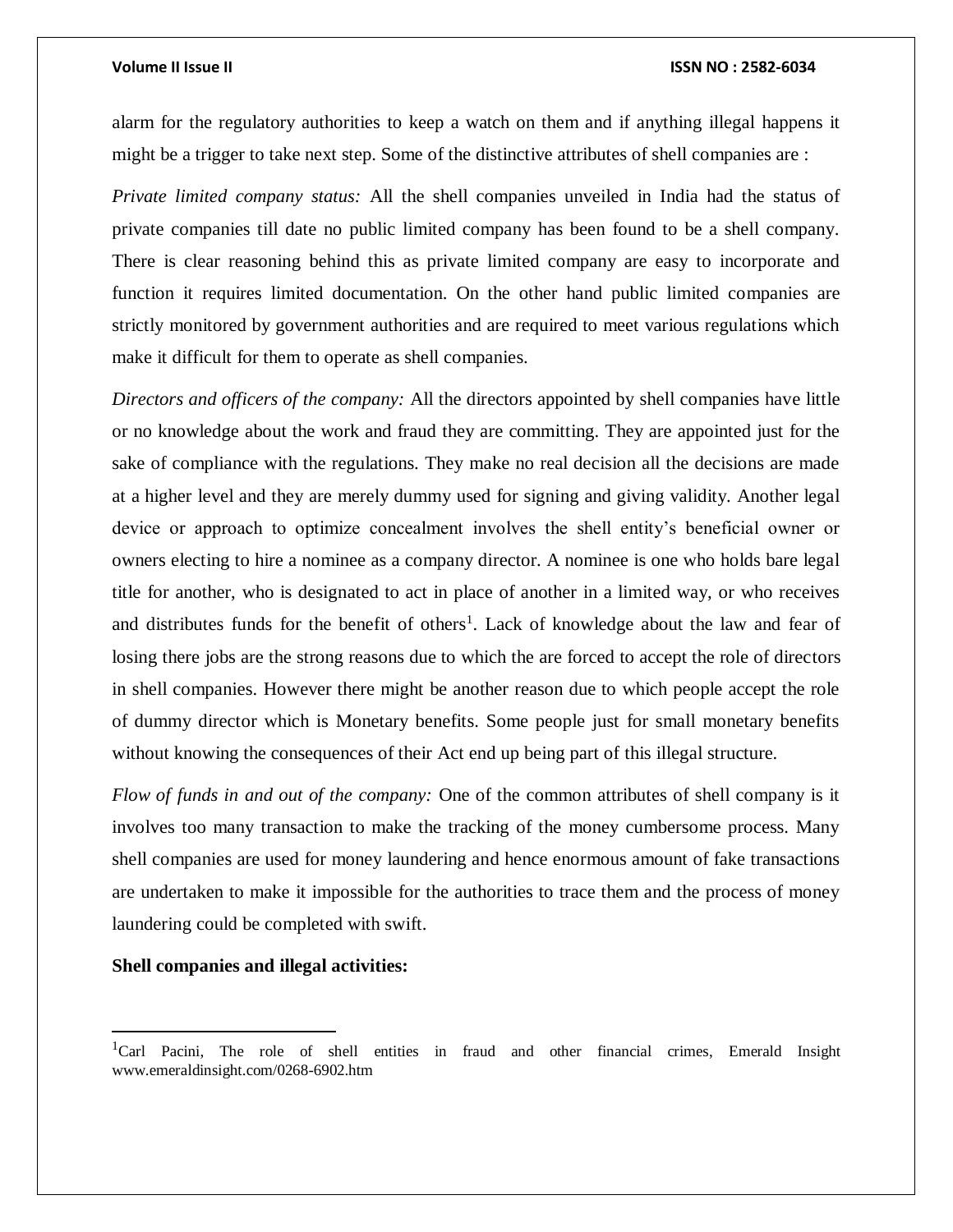alarm for the regulatory authorities to keep a watch on them and if anything illegal happens it might be a trigger to take next step. Some of the distinctive attributes of shell companies are :

*Private limited company status:* All the shell companies unveiled in India had the status of private companies till date no public limited company has been found to be a shell company. There is clear reasoning behind this as private limited company are easy to incorporate and function it requires limited documentation. On the other hand public limited companies are strictly monitored by government authorities and are required to meet various regulations which make it difficult for them to operate as shell companies.

*Directors and officers of the company:* All the directors appointed by shell companies have little or no knowledge about the work and fraud they are committing. They are appointed just for the sake of compliance with the regulations. They make no real decision all the decisions are made at a higher level and they are merely dummy used for signing and giving validity. Another legal device or approach to optimize concealment involves the shell entity's beneficial owner or owners electing to hire a nominee as a company director. A nominee is one who holds bare legal title for another, who is designated to act in place of another in a limited way, or who receives and distributes funds for the benefit of others[1]. Lack of knowledge about the law and fear of losing there jobs are the strong reasons due to which the are forced to accept the role of directors in shell companies. However there might be another reason due to which people accept the role of dummy director which is Monetary benefits. Some people just for small monetary benefits without knowing the consequences of their Act end up being part of this illegal structure.

*Flow of funds in and out of the company:* One of the common attributes of shell company is it involves too many transaction to make the tracking of the money cumbersome process. Many shell companies are used for money laundering and hence enormous amount of fake transactions are undertaken to make it impossible for the authorities to trace them and the process of money laundering could be completed with swift.

**Shell companies and illegal activities:**

---

[1] Carl Pacini, The role of shell entities in fraud and other financial crimes, Emerald Insight www.emeraldinsight.com/0268-6902.htm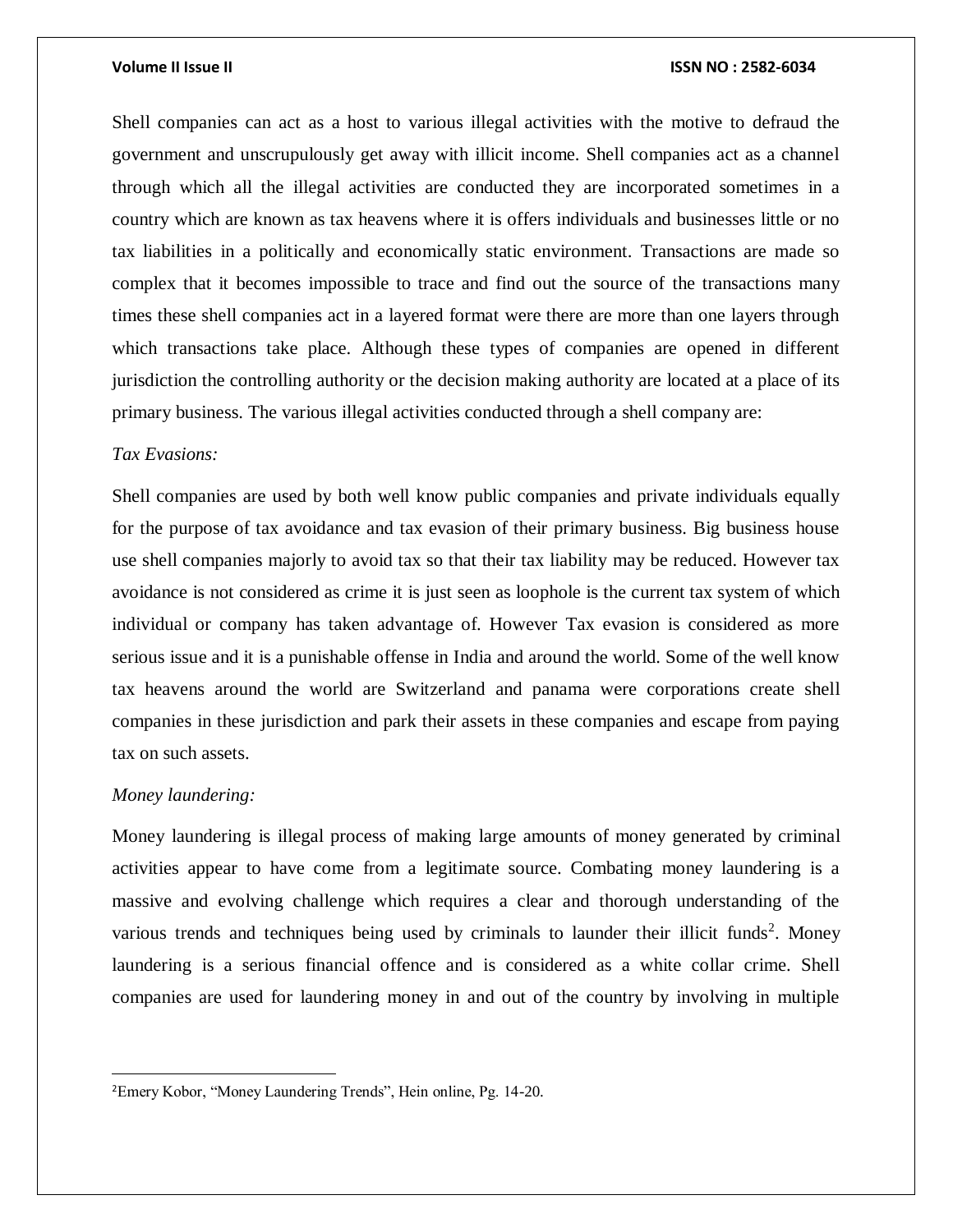Shell companies can act as a host to various illegal activities with the motive to defraud the government and unscrupulously get away with illicit income. Shell companies act as a channel through which all the illegal activities are conducted they are incorporated sometimes in a country which are known as tax heavens where it is offers individuals and businesses little or no tax liabilities in a politically and economically static environment. Transactions are made so complex that it becomes impossible to trace and find out the source of the transactions many times these shell companies act in a layered format were there are more than one layers through which transactions take place. Although these types of companies are opened in different jurisdiction the controlling authority or the decision making authority are located at a place of its primary business. The various illegal activities conducted through a shell company are:

*Tax Evasions:*

Shell companies are used by both well know public companies and private individuals equally for the purpose of tax avoidance and tax evasion of their primary business. Big business house use shell companies majorly to avoid tax so that their tax liability may be reduced. However tax avoidance is not considered as crime it is just seen as loophole is the current tax system of which individual or company has taken advantage of. However Tax evasion is considered as more serious issue and it is a punishable offense in India and around the world. Some of the well know tax heavens around the world are Switzerland and panama were corporations create shell companies in these jurisdiction and park their assets in these companies and escape from paying tax on such assets.

*Money laundering:*

Money laundering is illegal process of making large amounts of money generated by criminal activities appear to have come from a legitimate source. Combating money laundering is a massive and evolving challenge which requires a clear and thorough understanding of the various trends and techniques being used by criminals to launder their illicit funds[2]. Money laundering is a serious financial offence and is considered as a white collar crime. Shell companies are used for laundering money in and out of the country by involving in multiple

---

[2] Emery Kobor, "Money Laundering Trends", Hein online, Pg. 14-20.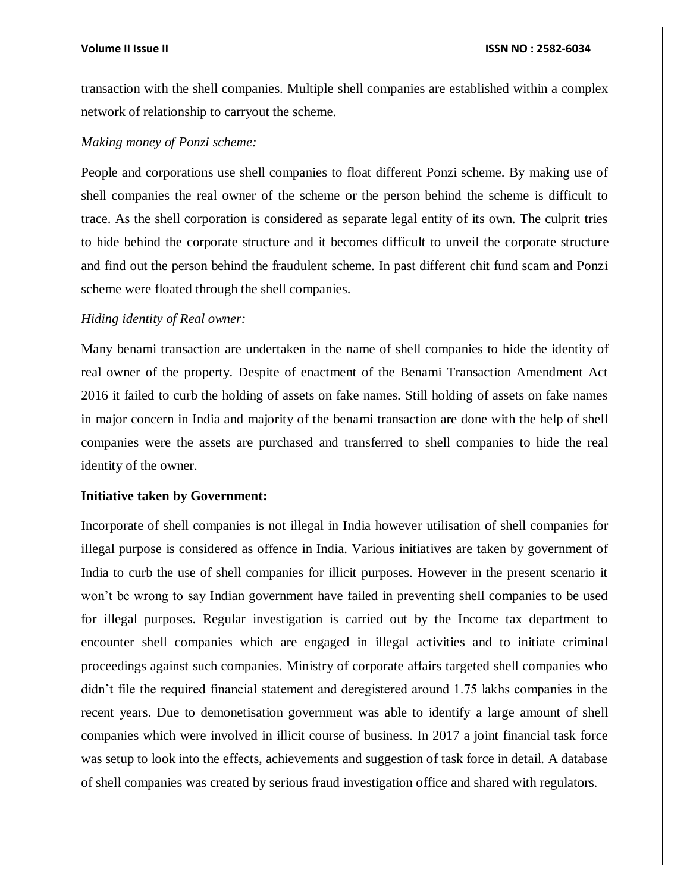transaction with the shell companies. Multiple shell companies are established within a complex network of relationship to carryout the scheme.

*Making money of Ponzi scheme:*

People and corporations use shell companies to float different Ponzi scheme. By making use of shell companies the real owner of the scheme or the person behind the scheme is difficult to trace. As the shell corporation is considered as separate legal entity of its own. The culprit tries to hide behind the corporate structure and it becomes difficult to unveil the corporate structure and find out the person behind the fraudulent scheme. In past different chit fund scam and Ponzi scheme were floated through the shell companies.

*Hiding identity of Real owner:*

Many benami transaction are undertaken in the name of shell companies to hide the identity of real owner of the property. Despite of enactment of the Benami Transaction Amendment Act 2016 it failed to curb the holding of assets on fake names. Still holding of assets on fake names in major concern in India and majority of the benami transaction are done with the help of shell companies were the assets are purchased and transferred to shell companies to hide the real identity of the owner.

**Initiative taken by Government:**

Incorporate of shell companies is not illegal in India however utilisation of shell companies for illegal purpose is considered as offence in India. Various initiatives are taken by government of India to curb the use of shell companies for illicit purposes. However in the present scenario it won't be wrong to say Indian government have failed in preventing shell companies to be used for illegal purposes. Regular investigation is carried out by the Income tax department to encounter shell companies which are engaged in illegal activities and to initiate criminal proceedings against such companies. Ministry of corporate affairs targeted shell companies who didn't file the required financial statement and deregistered around 1.75 lakhs companies in the recent years. Due to demonetisation government was able to identify a large amount of shell companies which were involved in illicit course of business. In 2017 a joint financial task force was setup to look into the effects, achievements and suggestion of task force in detail. A database of shell companies was created by serious fraud investigation office and shared with regulators.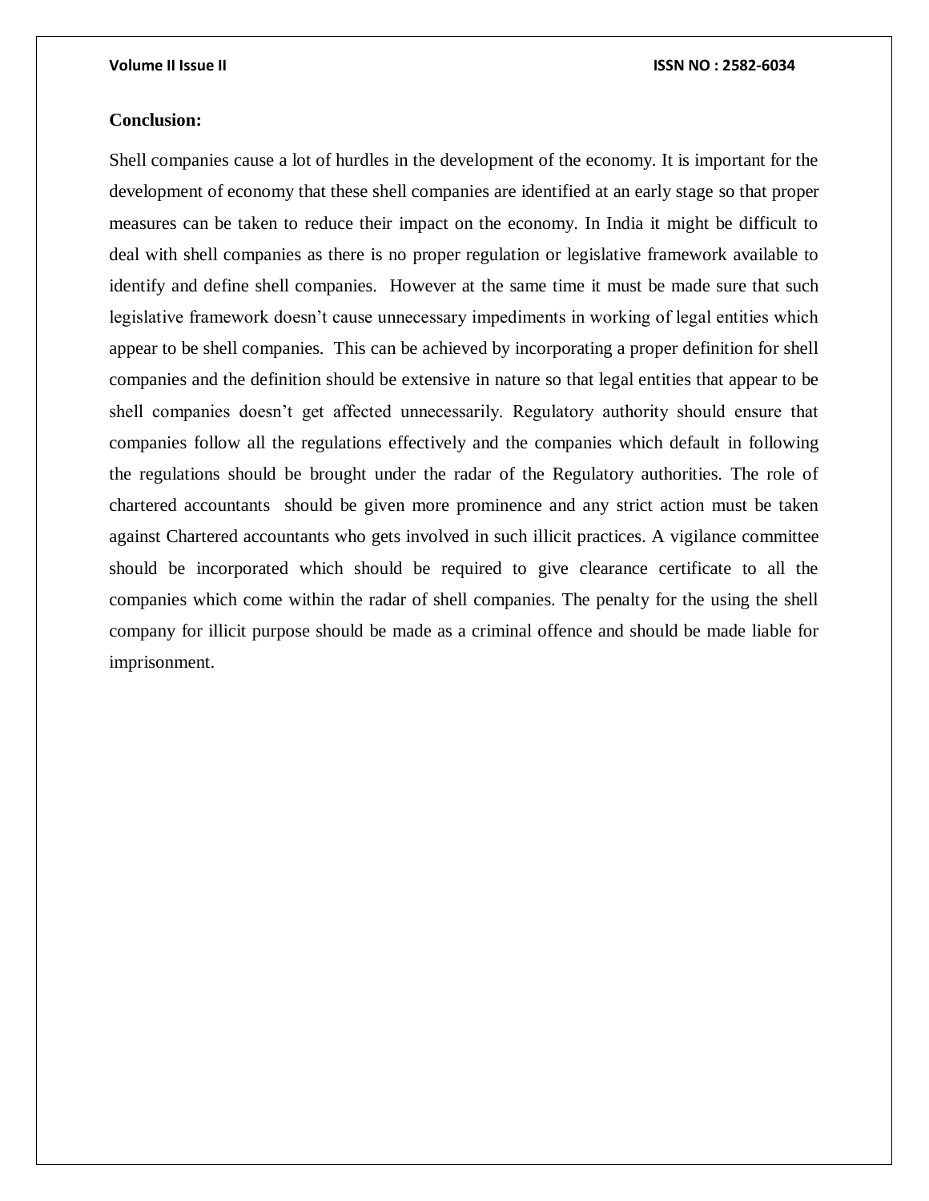**Conclusion:**

Shell companies cause a lot of hurdles in the development of the economy. It is important for the development of economy that these shell companies are identified at an early stage so that proper measures can be taken to reduce their impact on the economy. In India it might be difficult to deal with shell companies as there is no proper regulation or legislative framework available to identify and define shell companies. However at the same time it must be made sure that such legislative framework doesn't cause unnecessary impediments in working of legal entities which appear to be shell companies. This can be achieved by incorporating a proper definition for shell companies and the definition should be extensive in nature so that legal entities that appear to be shell companies doesn't get affected unnecessarily. Regulatory authority should ensure that companies follow all the regulations effectively and the companies which default in following the regulations should be brought under the radar of the Regulatory authorities. The role of chartered accountants should be given more prominence and any strict action must be taken against Chartered accountants who gets involved in such illicit practices. A vigilance committee should be incorporated which should be required to give clearance certificate to all the companies which come within the radar of shell companies. The penalty for the using the shell company for illicit purpose should be made as a criminal offence and should be made liable for imprisonment.